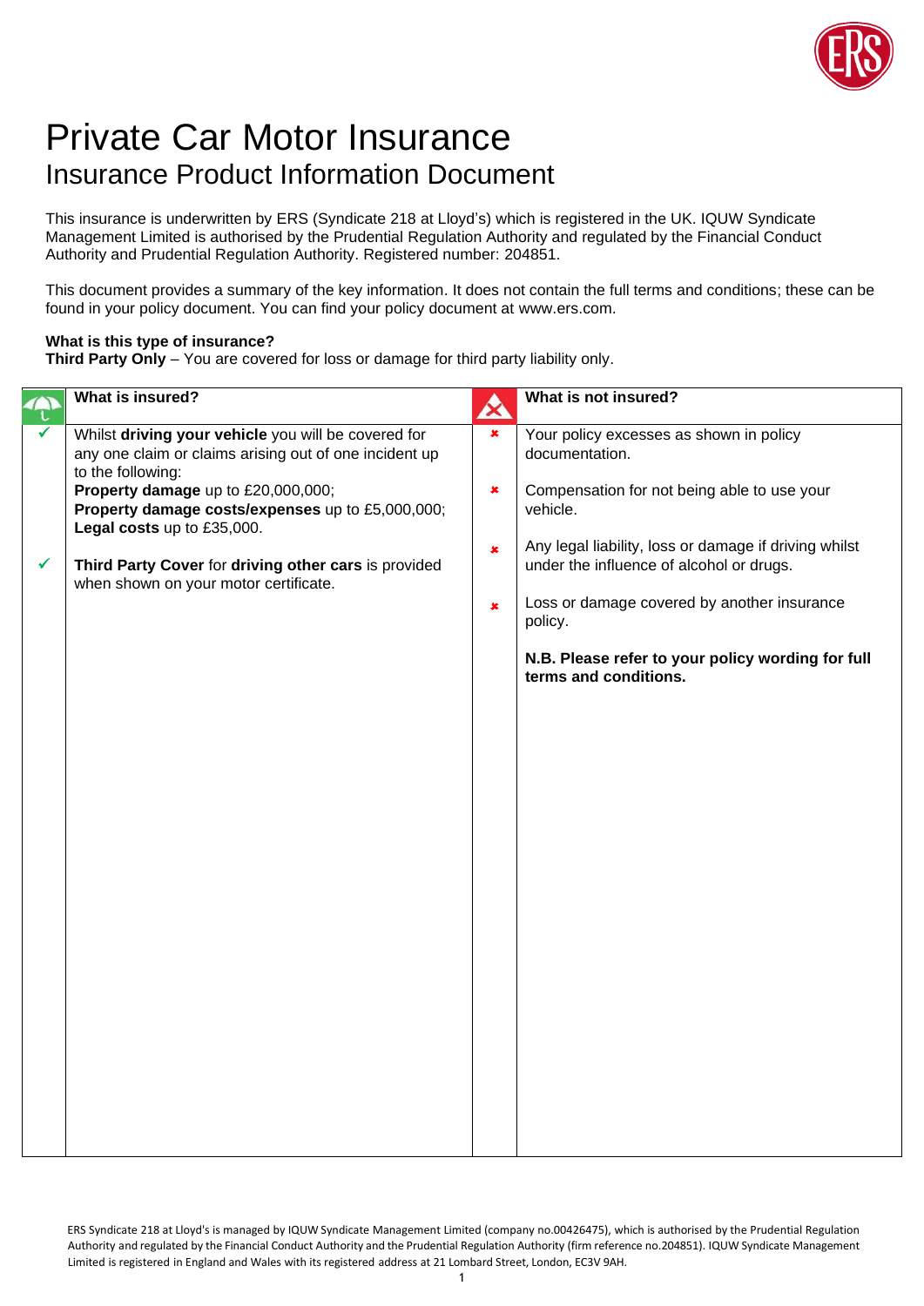# Private Car Motor Insurance

## Insurance Product Information Document

This insurance is underwritten by ERS (Syndicate 218 at Lloyd's) which is registered in the UK. IQUW Syndicate Management Limited is authorised by the Prudential Regulation Authority and regulated by the Financial Conduct Authority and Prudential Regulation Authority. Registered number: 204851.

This document provides a summary of the key information. It does not contain the full terms and conditions; these can be found in your policy document. You can find your policy document at www.ers.com.

**What is this type of insurance?**
**Third Party Only** – You are covered for loss or damage for third party liability only.

| What is insured? | What is not insured? |
|---|---|
| ✓ Whilst **driving your vehicle** you will be covered for any one claim or claims arising out of one incident up to the following:<br>**Property damage** up to £20,000,000;<br>**Property damage costs/expenses** up to £5,000,000;<br>**Legal costs** up to £35,000.<br><br>✓ **Third Party Cover** for **driving other cars** is provided when shown on your motor certificate. | ✗ Your policy excesses as shown in policy documentation.<br><br>✗ Compensation for not being able to use your vehicle.<br><br>✗ Any legal liability, loss or damage if driving whilst under the influence of alcohol or drugs.<br><br>✗ Loss or damage covered by another insurance policy.<br><br>**N.B. Please refer to your policy wording for full terms and conditions.** |

ERS Syndicate 218 at Lloyd's is managed by IQUW Syndicate Management Limited (company no.00426475), which is authorised by the Prudential Regulation Authority and regulated by the Financial Conduct Authority and the Prudential Regulation Authority (firm reference no.204851). IQUW Syndicate Management Limited is registered in England and Wales with its registered address at 21 Lombard Street, London, EC3V 9AH.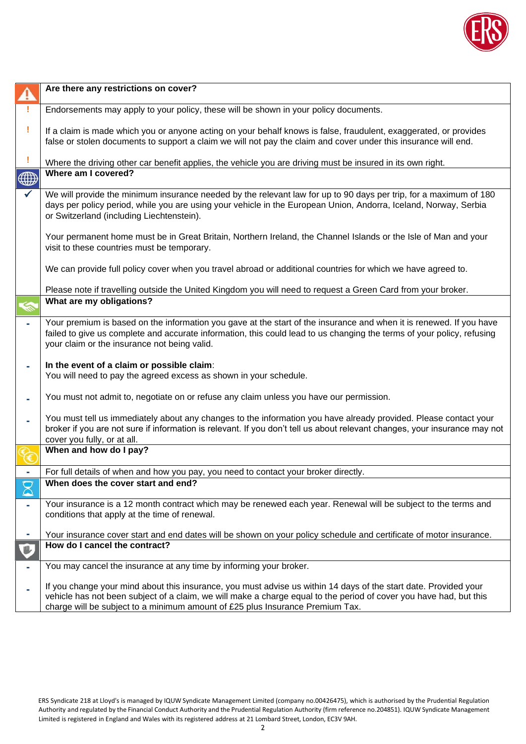## Are there any restrictions on cover?

! Endorsements may apply to your policy, these will be shown in your policy documents.

! If a claim is made which you or anyone acting on your behalf knows is false, fraudulent, exaggerated, or provides false or stolen documents to support a claim we will not pay the claim and cover under this insurance will end.

! Where the driving other car benefit applies, the vehicle you are driving must be insured in its own right.

## Where am I covered?

✓ We will provide the minimum insurance needed by the relevant law for up to 90 days per trip, for a maximum of 180 days per policy period, while you are using your vehicle in the European Union, Andorra, Iceland, Norway, Serbia or Switzerland (including Liechtenstein).

Your permanent home must be in Great Britain, Northern Ireland, the Channel Islands or the Isle of Man and your visit to these countries must be temporary.

We can provide full policy cover when you travel abroad or additional countries for which we have agreed to.

Please note if travelling outside the United Kingdom you will need to request a Green Card from your broker.

## What are my obligations?

- Your premium is based on the information you gave at the start of the insurance and when it is renewed. If you have failed to give us complete and accurate information, this could lead to us changing the terms of your policy, refusing your claim or the insurance not being valid.

- **In the event of a claim or possible claim**:
  You will need to pay the agreed excess as shown in your schedule.

- You must not admit to, negotiate on or refuse any claim unless you have our permission.

- You must tell us immediately about any changes to the information you have already provided. Please contact your broker if you are not sure if information is relevant. If you don't tell us about relevant changes, your insurance may not cover you fully, or at all.

## When and how do I pay?

- For full details of when and how you pay, you need to contact your broker directly.

## When does the cover start and end?

- Your insurance is a 12 month contract which may be renewed each year. Renewal will be subject to the terms and conditions that apply at the time of renewal.

- Your insurance cover start and end dates will be shown on your policy schedule and certificate of motor insurance.

## How do I cancel the contract?

- You may cancel the insurance at any time by informing your broker.

- If you change your mind about this insurance, you must advise us within 14 days of the start date. Provided your vehicle has not been subject of a claim, we will make a charge equal to the period of cover you have had, but this charge will be subject to a minimum amount of £25 plus Insurance Premium Tax.

ERS Syndicate 218 at Lloyd's is managed by IQUW Syndicate Management Limited (company no.00426475), which is authorised by the Prudential Regulation Authority and regulated by the Financial Conduct Authority and the Prudential Regulation Authority (firm reference no.204851). IQUW Syndicate Management Limited is registered in England and Wales with its registered address at 21 Lombard Street, London, EC3V 9AH.